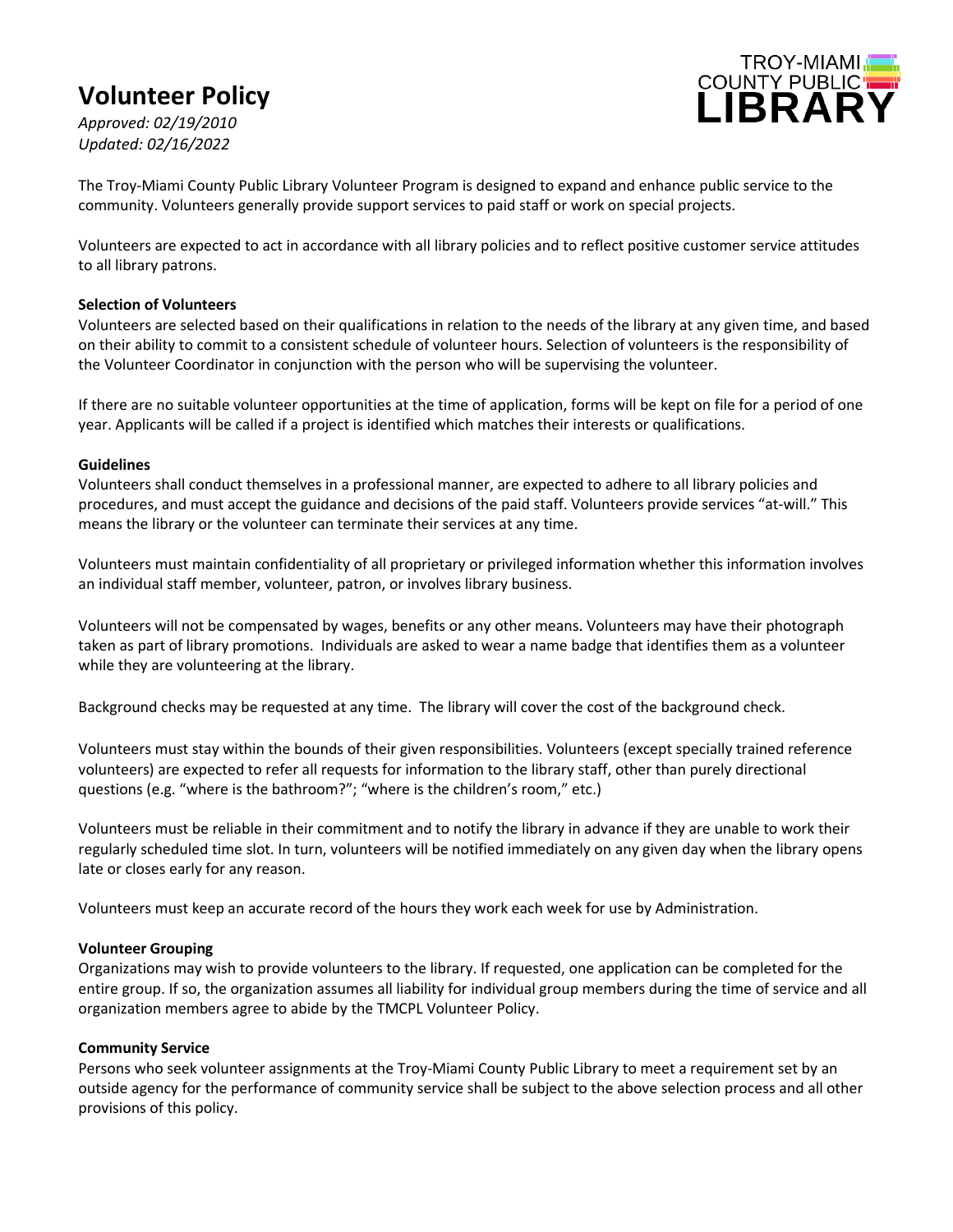# Volunteer Policy

*Approved: 02/19/2010*
*Updated: 02/16/2022*

TROY-MIAMI COUNTY PUBLIC LIBRARY

The Troy-Miami County Public Library Volunteer Program is designed to expand and enhance public service to the community. Volunteers generally provide support services to paid staff or work on special projects.

Volunteers are expected to act in accordance with all library policies and to reflect positive customer service attitudes to all library patrons.

**Selection of Volunteers**

Volunteers are selected based on their qualifications in relation to the needs of the library at any given time, and based on their ability to commit to a consistent schedule of volunteer hours. Selection of volunteers is the responsibility of the Volunteer Coordinator in conjunction with the person who will be supervising the volunteer.

If there are no suitable volunteer opportunities at the time of application, forms will be kept on file for a period of one year. Applicants will be called if a project is identified which matches their interests or qualifications.

**Guidelines**

Volunteers shall conduct themselves in a professional manner, are expected to adhere to all library policies and procedures, and must accept the guidance and decisions of the paid staff. Volunteers provide services "at-will." This means the library or the volunteer can terminate their services at any time.

Volunteers must maintain confidentiality of all proprietary or privileged information whether this information involves an individual staff member, volunteer, patron, or involves library business.

Volunteers will not be compensated by wages, benefits or any other means. Volunteers may have their photograph taken as part of library promotions. Individuals are asked to wear a name badge that identifies them as a volunteer while they are volunteering at the library.

Background checks may be requested at any time. The library will cover the cost of the background check.

Volunteers must stay within the bounds of their given responsibilities. Volunteers (except specially trained reference volunteers) are expected to refer all requests for information to the library staff, other than purely directional questions (e.g. "where is the bathroom?"; "where is the children's room," etc.)

Volunteers must be reliable in their commitment and to notify the library in advance if they are unable to work their regularly scheduled time slot. In turn, volunteers will be notified immediately on any given day when the library opens late or closes early for any reason.

Volunteers must keep an accurate record of the hours they work each week for use by Administration.

**Volunteer Grouping**

Organizations may wish to provide volunteers to the library. If requested, one application can be completed for the entire group. If so, the organization assumes all liability for individual group members during the time of service and all organization members agree to abide by the TMCPL Volunteer Policy.

**Community Service**

Persons who seek volunteer assignments at the Troy-Miami County Public Library to meet a requirement set by an outside agency for the performance of community service shall be subject to the above selection process and all other provisions of this policy.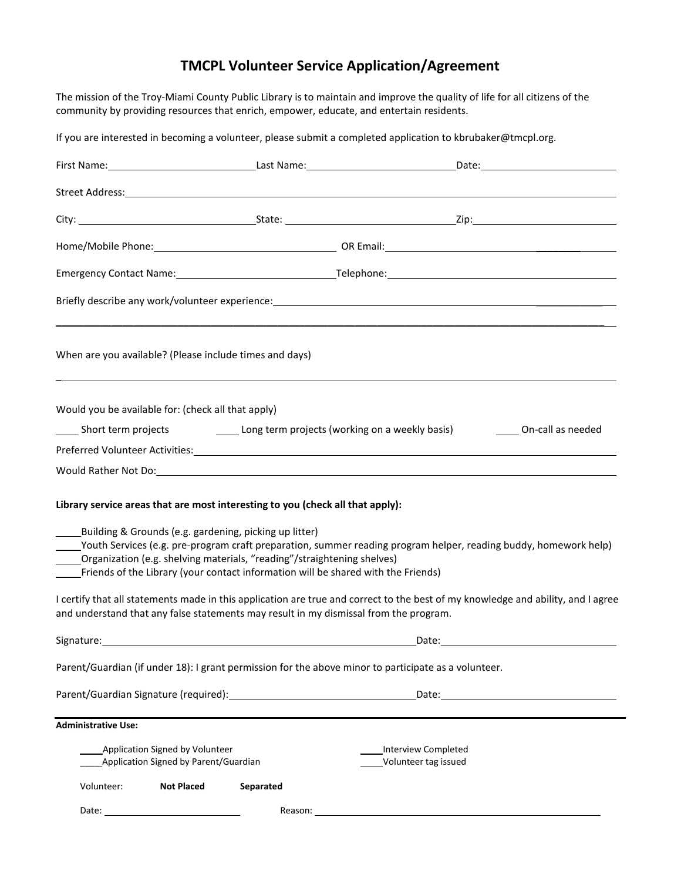# TMCPL Volunteer Service Application/Agreement

The mission of the Troy-Miami County Public Library is to maintain and improve the quality of life for all citizens of the community by providing resources that enrich, empower, educate, and entertain residents.

If you are interested in becoming a volunteer, please submit a completed application to kbrubaker@tmcpl.org.

First Name:\_\_\_\_\_\_\_\_\_\_\_\_\_\_\_\_\_\_\_\_ Last Name:\_\_\_\_\_\_\_\_\_\_\_\_\_\_\_\_\_\_\_\_ Date:\_\_\_\_\_\_\_\_\_\_\_\_\_\_\_\_\_\_\_\_

Street Address:\_\_\_\_\_\_\_\_\_\_\_\_\_\_\_\_\_\_\_\_\_\_\_\_\_\_\_\_\_\_\_\_\_\_\_\_\_\_\_\_\_\_\_\_\_\_\_\_\_\_\_\_\_\_\_\_

City:\_\_\_\_\_\_\_\_\_\_\_\_\_\_\_\_\_\_\_\_ State:\_\_\_\_\_\_\_\_\_\_\_\_\_\_\_\_\_\_\_\_ Zip:\_\_\_\_\_\_\_\_\_\_\_\_\_\_\_\_\_\_\_\_

Home/Mobile Phone:\_\_\_\_\_\_\_\_\_\_\_\_\_\_\_\_\_\_\_\_ OR Email:\_\_\_\_\_\_\_\_\_\_\_\_\_\_\_\_\_\_\_\_

Emergency Contact Name:\_\_\_\_\_\_\_\_\_\_\_\_\_\_\_\_\_\_\_\_ Telephone:\_\_\_\_\_\_\_\_\_\_\_\_\_\_\_\_\_\_\_\_

Briefly describe any work/volunteer experience:\_\_\_\_\_\_\_\_\_\_\_\_\_\_\_\_\_\_\_\_\_\_\_\_\_\_\_\_\_\_\_\_\_\_\_\_\_\_\_\_

\_\_\_\_\_\_\_\_\_\_\_\_\_\_\_\_\_\_\_\_\_\_\_\_\_\_\_\_\_\_\_\_\_\_\_\_\_\_\_\_\_\_\_\_\_\_\_\_\_\_\_\_\_\_\_\_\_\_\_\_\_\_\_\_\_\_\_\_\_\_\_\_

When are you available? (Please include times and days)

\_\_\_\_\_\_\_\_\_\_\_\_\_\_\_\_\_\_\_\_\_\_\_\_\_\_\_\_\_\_\_\_\_\_\_\_\_\_\_\_\_\_\_\_\_\_\_\_\_\_\_\_\_\_\_\_\_\_\_\_\_\_\_\_\_\_\_\_\_\_\_\_

Would you be available for: (check all that apply)

\_\_\_\_ Short term projects \_\_\_\_ Long term projects (working on a weekly basis) \_\_\_\_ On-call as needed

Preferred Volunteer Activities:\_\_\_\_\_\_\_\_\_\_\_\_\_\_\_\_\_\_\_\_\_\_\_\_\_\_\_\_\_\_\_\_\_\_\_\_\_\_\_\_\_\_\_\_\_\_\_\_

Would Rather Not Do:\_\_\_\_\_\_\_\_\_\_\_\_\_\_\_\_\_\_\_\_\_\_\_\_\_\_\_\_\_\_\_\_\_\_\_\_\_\_\_\_\_\_\_\_\_\_\_\_\_\_\_\_

**Library service areas that are most interesting to you (check all that apply):**

\_\_\_\_\_Building & Grounds (e.g. gardening, picking up litter)
\_\_\_\_\_Youth Services (e.g. pre-program craft preparation, summer reading program helper, reading buddy, homework help)
\_\_\_\_\_Organization (e.g. shelving materials, "reading"/straightening shelves)
\_\_\_\_\_Friends of the Library (your contact information will be shared with the Friends)

I certify that all statements made in this application are true and correct to the best of my knowledge and ability, and I agree and understand that any false statements may result in my dismissal from the program.

Signature:\_\_\_\_\_\_\_\_\_\_\_\_\_\_\_\_\_\_\_\_\_\_\_\_\_\_\_\_\_\_\_\_\_\_\_\_\_\_\_\_ Date:\_\_\_\_\_\_\_\_\_\_\_\_\_\_\_\_\_\_\_\_

Parent/Guardian (if under 18): I grant permission for the above minor to participate as a volunteer.

Parent/Guardian Signature (required):\_\_\_\_\_\_\_\_\_\_\_\_\_\_\_\_\_\_\_\_\_\_\_\_\_\_\_\_ Date:\_\_\_\_\_\_\_\_\_\_\_\_\_\_\_\_\_\_\_\_

---

**Administrative Use:**

\_\_\_\_\_Application Signed by Volunteer \_\_\_\_\_Interview Completed
\_\_\_\_\_Application Signed by Parent/Guardian \_\_\_\_\_Volunteer tag issued

Volunteer: **Not Placed** **Separated**

Date:\_\_\_\_\_\_\_\_\_\_\_\_\_\_\_\_\_\_\_\_ Reason:\_\_\_\_\_\_\_\_\_\_\_\_\_\_\_\_\_\_\_\_\_\_\_\_\_\_\_\_\_\_\_\_\_\_\_\_\_\_\_\_